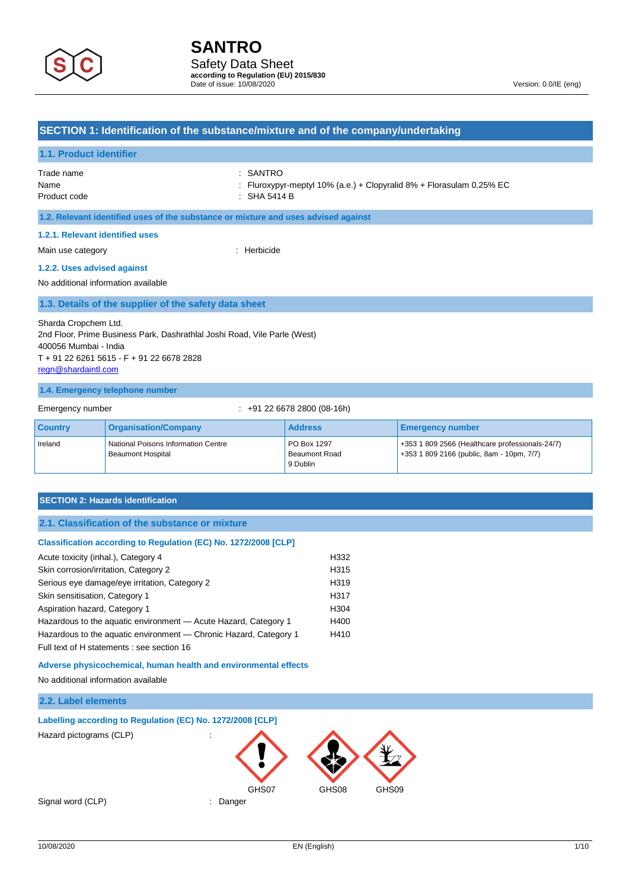# SANTRO

Safety Data Sheet

**according to Regulation (EU) 2015/830**

Date of issue: 10/08/2020

Version: 0.0/IE (eng)

## SECTION 1: Identification of the substance/mixture and of the company/undertaking

### 1.1. Product identifier

Trade name : SANTRO

Name : Fluroxypyr-meptyl 10% (a.e.) + Clopyralid 8% + Florasulam 0.25% EC

Product code : SHA 5414 B

### 1.2. Relevant identified uses of the substance or mixture and uses advised against

#### 1.2.1. Relevant identified uses

Main use category : Herbicide

#### 1.2.2. Uses advised against

No additional information available

### 1.3. Details of the supplier of the safety data sheet

Sharda Cropchem Ltd.
2nd Floor, Prime Business Park, Dashrathlal Joshi Road, Vile Parle (West)
400056 Mumbai - India
T + 91 22 6261 5615 - F + 91 22 6678 2828
regn@shardaintl.com

### 1.4. Emergency telephone number

Emergency number : +91 22 6678 2800 (08-16h)

| Country | Organisation/Company | Address | Emergency number |
|---|---|---|---|
| Ireland | National Poisons Information Centre<br>Beaumont Hospital | PO Box 1297<br>Beaumont Road<br>9 Dublin | +353 1 809 2566 (Healthcare professionals-24/7)<br>+353 1 809 2166 (public, 8am - 10pm, 7/7) |

## SECTION 2: Hazards identification

### 2.1. Classification of the substance or mixture

**Classification according to Regulation (EC) No. 1272/2008 [CLP]**

| | |
|---|---|
| Acute toxicity (inhal.), Category 4 | H332 |
| Skin corrosion/irritation, Category 2 | H315 |
| Serious eye damage/eye irritation, Category 2 | H319 |
| Skin sensitisation, Category 1 | H317 |
| Aspiration hazard, Category 1 | H304 |
| Hazardous to the aquatic environment — Acute Hazard, Category 1 | H400 |
| Hazardous to the aquatic environment — Chronic Hazard, Category 1 | H410 |

Full text of H statements : see section 16

**Adverse physicochemical, human health and environmental effects**

No additional information available

### 2.2. Label elements

**Labelling according to Regulation (EC) No. 1272/2008 [CLP]**

Hazard pictograms (CLP) : GHS07 GHS08 GHS09

Signal word (CLP) : Danger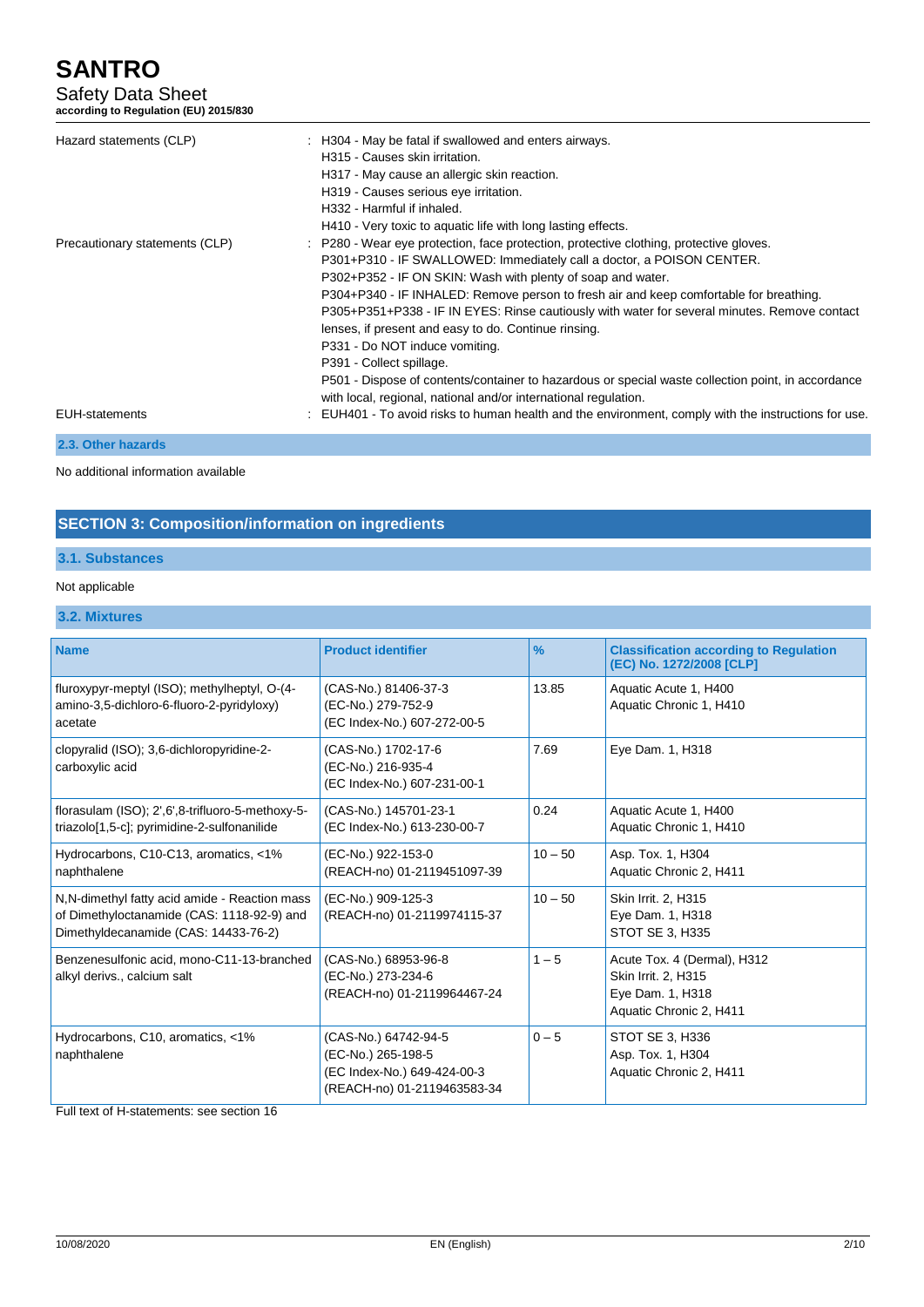| | |
|---|---|
| Hazard statements (CLP) | : H304 - May be fatal if swallowed and enters airways.<br>H315 - Causes skin irritation.<br>H317 - May cause an allergic skin reaction.<br>H319 - Causes serious eye irritation.<br>H332 - Harmful if inhaled.<br>H410 - Very toxic to aquatic life with long lasting effects. |
| Precautionary statements (CLP) | : P280 - Wear eye protection, face protection, protective clothing, protective gloves.<br>P301+P310 - IF SWALLOWED: Immediately call a doctor, a POISON CENTER.<br>P302+P352 - IF ON SKIN: Wash with plenty of soap and water.<br>P304+P340 - IF INHALED: Remove person to fresh air and keep comfortable for breathing.<br>P305+P351+P338 - IF IN EYES: Rinse cautiously with water for several minutes. Remove contact lenses, if present and easy to do. Continue rinsing.<br>P331 - Do NOT induce vomiting.<br>P391 - Collect spillage.<br>P501 - Dispose of contents/container to hazardous or special waste collection point, in accordance with local, regional, national and/or international regulation. |
| EUH-statements | : EUH401 - To avoid risks to human health and the environment, comply with the instructions for use. |

### 2.3. Other hazards

No additional information available

## SECTION 3: Composition/information on ingredients

### 3.1. Substances

Not applicable

### 3.2. Mixtures

| Name | Product identifier | % | Classification according to Regulation (EC) No. 1272/2008 [CLP] |
|---|---|---|---|
| fluroxypyr-meptyl (ISO); methylheptyl, O-(4-amino-3,5-dichloro-6-fluoro-2-pyridyloxy) acetate | (CAS-No.) 81406-37-3<br>(EC-No.) 279-752-9<br>(EC Index-No.) 607-272-00-5 | 13.85 | Aquatic Acute 1, H400<br>Aquatic Chronic 1, H410 |
| clopyralid (ISO); 3,6-dichloropyridine-2-carboxylic acid | (CAS-No.) 1702-17-6<br>(EC-No.) 216-935-4<br>(EC Index-No.) 607-231-00-1 | 7.69 | Eye Dam. 1, H318 |
| florasulam (ISO); 2',6',8-trifluoro-5-methoxy-5-triazolo[1,5-c]; pyrimidine-2-sulfonanilide | (CAS-No.) 145701-23-1<br>(EC Index-No.) 613-230-00-7 | 0.24 | Aquatic Acute 1, H400<br>Aquatic Chronic 1, H410 |
| Hydrocarbons, C10-C13, aromatics, <1% naphthalene | (EC-No.) 922-153-0<br>(REACH-no) 01-2119451097-39 | 10 – 50 | Asp. Tox. 1, H304<br>Aquatic Chronic 2, H411 |
| N,N-dimethyl fatty acid amide - Reaction mass of Dimethyloctanamide (CAS: 1118-92-9) and Dimethyldecanamide (CAS: 14433-76-2) | (EC-No.) 909-125-3<br>(REACH-no) 01-2119974115-37 | 10 – 50 | Skin Irrit. 2, H315<br>Eye Dam. 1, H318<br>STOT SE 3, H335 |
| Benzenesulfonic acid, mono-C11-13-branched alkyl derivs., calcium salt | (CAS-No.) 68953-96-8<br>(EC-No.) 273-234-6<br>(REACH-no) 01-2119964467-24 | 1 – 5 | Acute Tox. 4 (Dermal), H312<br>Skin Irrit. 2, H315<br>Eye Dam. 1, H318<br>Aquatic Chronic 2, H411 |
| Hydrocarbons, C10, aromatics, <1% naphthalene | (CAS-No.) 64742-94-5<br>(EC-No.) 265-198-5<br>(EC Index-No.) 649-424-00-3<br>(REACH-no) 01-2119463583-34 | 0 – 5 | STOT SE 3, H336<br>Asp. Tox. 1, H304<br>Aquatic Chronic 2, H411 |

Full text of H-statements: see section 16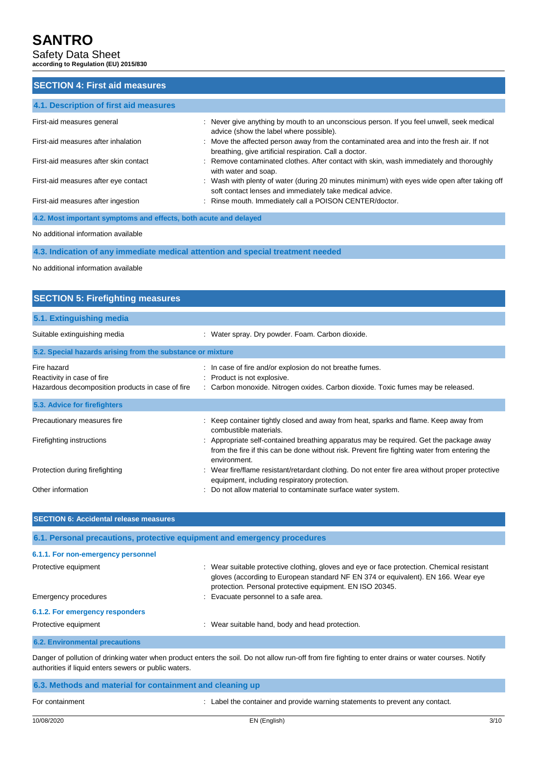## SECTION 4: First aid measures

### 4.1. Description of first aid measures

| | |
|---|---|
| First-aid measures general | : Never give anything by mouth to an unconscious person. If you feel unwell, seek medical advice (show the label where possible). |
| First-aid measures after inhalation | : Move the affected person away from the contaminated area and into the fresh air. If not breathing, give artificial respiration. Call a doctor. |
| First-aid measures after skin contact | : Remove contaminated clothes. After contact with skin, wash immediately and thoroughly with water and soap. |
| First-aid measures after eye contact | : Wash with plenty of water (during 20 minutes minimum) with eyes wide open after taking off soft contact lenses and immediately take medical advice. |
| First-aid measures after ingestion | : Rinse mouth. Immediately call a POISON CENTER/doctor. |

### 4.2. Most important symptoms and effects, both acute and delayed

No additional information available

### 4.3. Indication of any immediate medical attention and special treatment needed

No additional information available

## SECTION 5: Firefighting measures

### 5.1. Extinguishing media

| | |
|---|---|
| Suitable extinguishing media | : Water spray. Dry powder. Foam. Carbon dioxide. |

### 5.2. Special hazards arising from the substance or mixture

| | |
|---|---|
| Fire hazard | : In case of fire and/or explosion do not breathe fumes. |
| Reactivity in case of fire | : Product is not explosive. |
| Hazardous decomposition products in case of fire | : Carbon monoxide. Nitrogen oxides. Carbon dioxide. Toxic fumes may be released. |

### 5.3. Advice for firefighters

| | |
|---|---|
| Precautionary measures fire | : Keep container tightly closed and away from heat, sparks and flame. Keep away from combustible materials. |
| Firefighting instructions | : Appropriate self-contained breathing apparatus may be required. Get the package away from the fire if this can be done without risk. Prevent fire fighting water from entering the environment. |
| Protection during firefighting | : Wear fire/flame resistant/retardant clothing. Do not enter fire area without proper protective equipment, including respiratory protection. |
| Other information | : Do not allow material to contaminate surface water system. |

## SECTION 6: Accidental release measures

### 6.1. Personal precautions, protective equipment and emergency procedures

#### 6.1.1. For non-emergency personnel

| | |
|---|---|
| Protective equipment | : Wear suitable protective clothing, gloves and eye or face protection. Chemical resistant gloves (according to European standard NF EN 374 or equivalent). EN 166. Wear eye protection. Personal protective equipment. EN ISO 20345. |
| Emergency procedures | : Evacuate personnel to a safe area. |

#### 6.1.2. For emergency responders

| | |
|---|---|
| Protective equipment | : Wear suitable hand, body and head protection. |

### 6.2. Environmental precautions

Danger of pollution of drinking water when product enters the soil. Do not allow run-off from fire fighting to enter drains or water courses. Notify authorities if liquid enters sewers or public waters.

### 6.3. Methods and material for containment and cleaning up

| | |
|---|---|
| For containment | : Label the container and provide warning statements to prevent any contact. |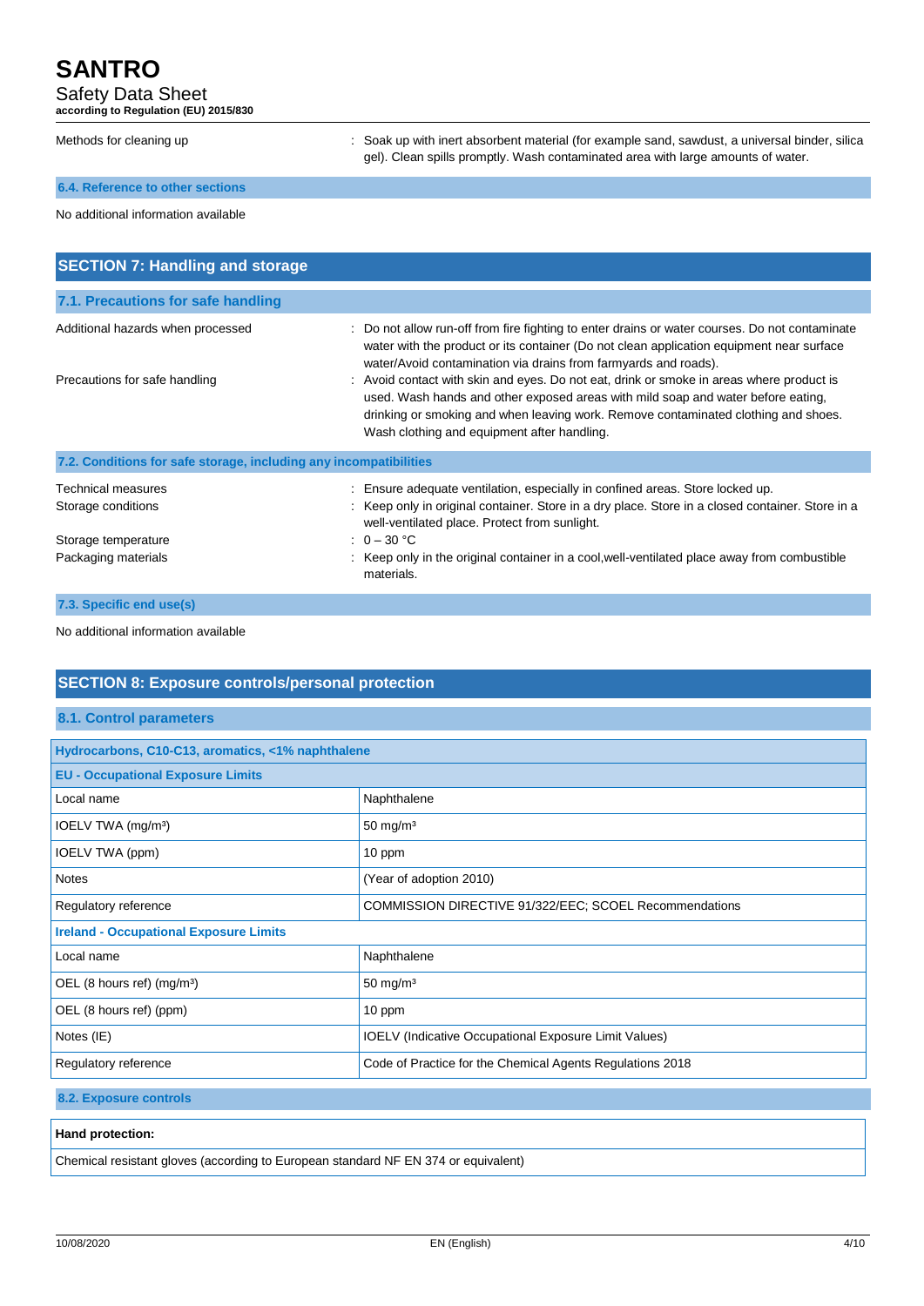Methods for cleaning up : Soak up with inert absorbent material (for example sand, sawdust, a universal binder, silica gel). Clean spills promptly. Wash contaminated area with large amounts of water.

### 6.4. Reference to other sections

No additional information available

## SECTION 7: Handling and storage

### 7.1. Precautions for safe handling

Additional hazards when processed : Do not allow run-off from fire fighting to enter drains or water courses. Do not contaminate water with the product or its container (Do not clean application equipment near surface water/Avoid contamination via drains from farmyards and roads).

Precautions for safe handling : Avoid contact with skin and eyes. Do not eat, drink or smoke in areas where product is used. Wash hands and other exposed areas with mild soap and water before eating, drinking or smoking and when leaving work. Remove contaminated clothing and shoes. Wash clothing and equipment after handling.

### 7.2. Conditions for safe storage, including any incompatibilities

Technical measures : Ensure adequate ventilation, especially in confined areas. Store locked up.

Storage conditions : Keep only in original container. Store in a dry place. Store in a closed container. Store in a well-ventilated place. Protect from sunlight.

Storage temperature : 0 – 30 °C

Packaging materials : Keep only in the original container in a cool,well-ventilated place away from combustible materials.

### 7.3. Specific end use(s)

No additional information available

## SECTION 8: Exposure controls/personal protection

### 8.1. Control parameters

| Hydrocarbons, C10-C13, aromatics, <1% naphthalene | |
|---|---|
| **EU - Occupational Exposure Limits** | |
| Local name | Naphthalene |
| IOELV TWA (mg/m³) | 50 mg/m³ |
| IOELV TWA (ppm) | 10 ppm |
| Notes | (Year of adoption 2010) |
| Regulatory reference | COMMISSION DIRECTIVE 91/322/EEC; SCOEL Recommendations |
| **Ireland - Occupational Exposure Limits** | |
| Local name | Naphthalene |
| OEL (8 hours ref) (mg/m³) | 50 mg/m³ |
| OEL (8 hours ref) (ppm) | 10 ppm |
| Notes (IE) | IOELV (Indicative Occupational Exposure Limit Values) |
| Regulatory reference | Code of Practice for the Chemical Agents Regulations 2018 |

### 8.2. Exposure controls

| Hand protection: |
|---|
| Chemical resistant gloves (according to European standard NF EN 374 or equivalent) |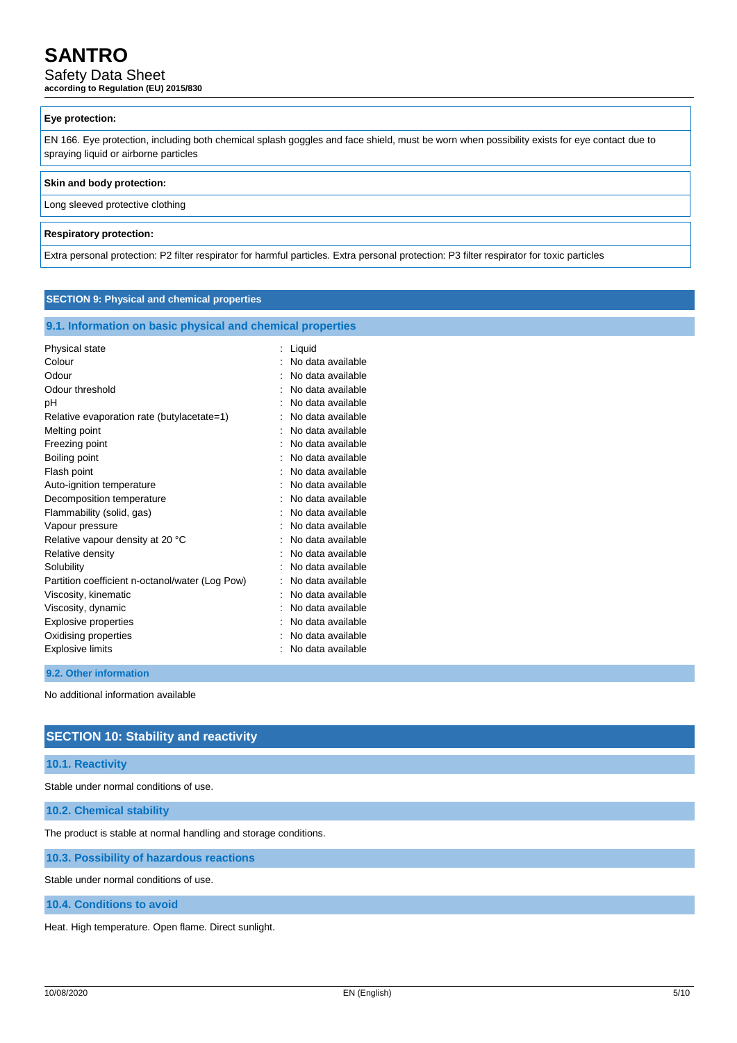**Eye protection:**

EN 166. Eye protection, including both chemical splash goggles and face shield, must be worn when possibility exists for eye contact due to spraying liquid or airborne particles

**Skin and body protection:**

Long sleeved protective clothing

**Respiratory protection:**

Extra personal protection: P2 filter respirator for harmful particles. Extra personal protection: P3 filter respirator for toxic particles

## SECTION 9: Physical and chemical properties

### 9.1. Information on basic physical and chemical properties

| Property | Value |
|---|---|
| Physical state | Liquid |
| Colour | No data available |
| Odour | No data available |
| Odour threshold | No data available |
| pH | No data available |
| Relative evaporation rate (butylacetate=1) | No data available |
| Melting point | No data available |
| Freezing point | No data available |
| Boiling point | No data available |
| Flash point | No data available |
| Auto-ignition temperature | No data available |
| Decomposition temperature | No data available |
| Flammability (solid, gas) | No data available |
| Vapour pressure | No data available |
| Relative vapour density at 20 °C | No data available |
| Relative density | No data available |
| Solubility | No data available |
| Partition coefficient n-octanol/water (Log Pow) | No data available |
| Viscosity, kinematic | No data available |
| Viscosity, dynamic | No data available |
| Explosive properties | No data available |
| Oxidising properties | No data available |
| Explosive limits | No data available |

### 9.2. Other information

No additional information available

## SECTION 10: Stability and reactivity

### 10.1. Reactivity

Stable under normal conditions of use.

### 10.2. Chemical stability

The product is stable at normal handling and storage conditions.

### 10.3. Possibility of hazardous reactions

Stable under normal conditions of use.

### 10.4. Conditions to avoid

Heat. High temperature. Open flame. Direct sunlight.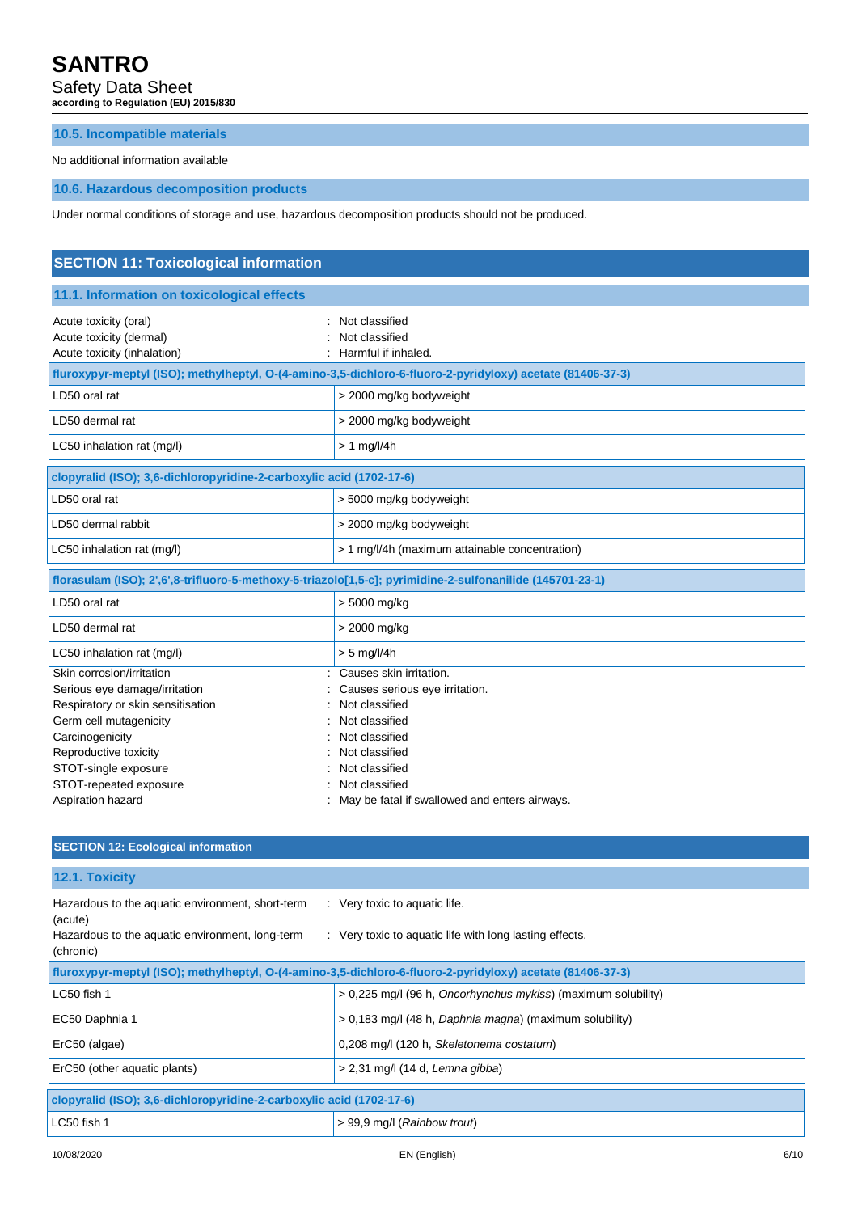### 10.5. Incompatible materials

No additional information available

### 10.6. Hazardous decomposition products

Under normal conditions of storage and use, hazardous decomposition products should not be produced.

## SECTION 11: Toxicological information

### 11.1. Information on toxicological effects

Acute toxicity (oral) : Not classified
Acute toxicity (dermal) : Not classified
Acute toxicity (inhalation) : Harmful if inhaled.

| fluroxypyr-meptyl (ISO); methylheptyl, O-(4-amino-3,5-dichloro-6-fluoro-2-pyridyloxy) acetate (81406-37-3) | |
|---|---|
| LD50 oral rat | > 2000 mg/kg bodyweight |
| LD50 dermal rat | > 2000 mg/kg bodyweight |
| LC50 inhalation rat (mg/l) | > 1 mg/l/4h |

| clopyralid (ISO); 3,6-dichloropyridine-2-carboxylic acid (1702-17-6) | |
|---|---|
| LD50 oral rat | > 5000 mg/kg bodyweight |
| LD50 dermal rabbit | > 2000 mg/kg bodyweight |
| LC50 inhalation rat (mg/l) | > 1 mg/l/4h (maximum attainable concentration) |

| florasulam (ISO); 2',6',8-trifluoro-5-methoxy-5-triazolo[1,5-c]; pyrimidine-2-sulfonanilide (145701-23-1) | |
|---|---|
| LD50 oral rat | > 5000 mg/kg |
| LD50 dermal rat | > 2000 mg/kg |
| LC50 inhalation rat (mg/l) | > 5 mg/l/4h |

Skin corrosion/irritation : Causes skin irritation.
Serious eye damage/irritation : Causes serious eye irritation.
Respiratory or skin sensitisation : Not classified
Germ cell mutagenicity : Not classified
Carcinogenicity : Not classified
Reproductive toxicity : Not classified
STOT-single exposure : Not classified
STOT-repeated exposure : Not classified
Aspiration hazard : May be fatal if swallowed and enters airways.

## SECTION 12: Ecological information

### 12.1. Toxicity

Hazardous to the aquatic environment, short-term (acute) : Very toxic to aquatic life.
Hazardous to the aquatic environment, long-term (chronic) : Very toxic to aquatic life with long lasting effects.

| fluroxypyr-meptyl (ISO); methylheptyl, O-(4-amino-3,5-dichloro-6-fluoro-2-pyridyloxy) acetate (81406-37-3) | |
|---|---|
| LC50 fish 1 | > 0,225 mg/l (96 h, *Oncorhynchus mykiss*) (maximum solubility) |
| EC50 Daphnia 1 | > 0,183 mg/l (48 h, *Daphnia magna*) (maximum solubility) |
| ErC50 (algae) | 0,208 mg/l (120 h, *Skeletonema costatum*) |
| ErC50 (other aquatic plants) | > 2,31 mg/l (14 d, *Lemna gibba*) |

| clopyralid (ISO); 3,6-dichloropyridine-2-carboxylic acid (1702-17-6) | |
|---|---|
| LC50 fish 1 | > 99,9 mg/l (*Rainbow trout*) |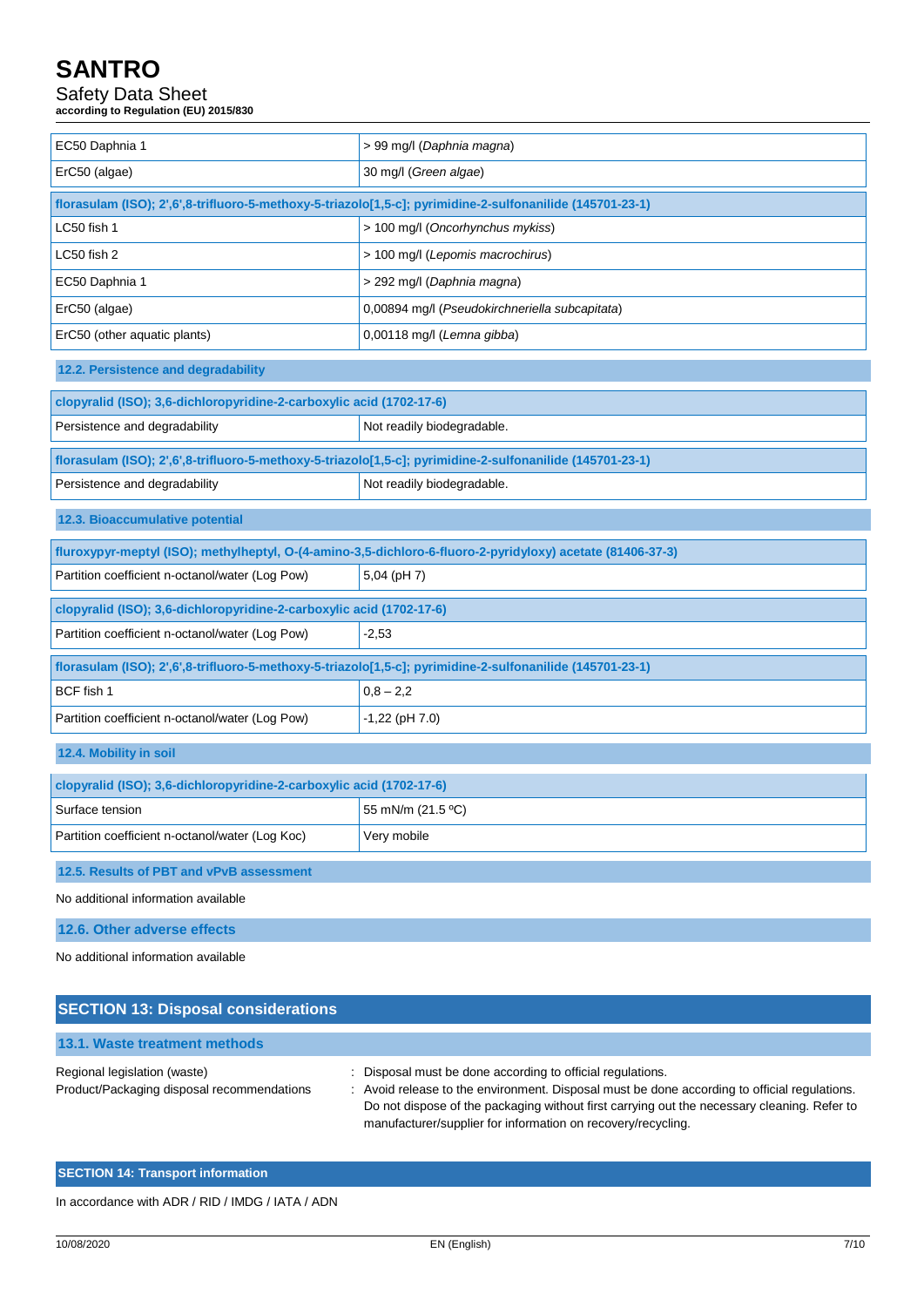| | |
|---|---|
| EC50 Daphnia 1 | > 99 mg/l (*Daphnia magna*) |
| ErC50 (algae) | 30 mg/l (*Green algae*) |

| florasulam (ISO); 2',6',8-trifluoro-5-methoxy-5-triazolo[1,5-c]; pyrimidine-2-sulfonanilide (145701-23-1) | |
|---|---|
| LC50 fish 1 | > 100 mg/l (*Oncorhynchus mykiss*) |
| LC50 fish 2 | > 100 mg/l (*Lepomis macrochirus*) |
| EC50 Daphnia 1 | > 292 mg/l (*Daphnia magna*) |
| ErC50 (algae) | 0,00894 mg/l (*Pseudokirchneriella subcapitata*) |
| ErC50 (other aquatic plants) | 0,00118 mg/l (*Lemna gibba*) |

### 12.2. Persistence and degradability

| clopyralid (ISO); 3,6-dichloropyridine-2-carboxylic acid (1702-17-6) | |
|---|---|
| Persistence and degradability | Not readily biodegradable. |

| florasulam (ISO); 2',6',8-trifluoro-5-methoxy-5-triazolo[1,5-c]; pyrimidine-2-sulfonanilide (145701-23-1) | |
|---|---|
| Persistence and degradability | Not readily biodegradable. |

### 12.3. Bioaccumulative potential

| fluroxypyr-meptyl (ISO); methylheptyl, O-(4-amino-3,5-dichloro-6-fluoro-2-pyridyloxy) acetate (81406-37-3) | |
|---|---|
| Partition coefficient n-octanol/water (Log Pow) | 5,04 (pH 7) |

| clopyralid (ISO); 3,6-dichloropyridine-2-carboxylic acid (1702-17-6) | |
|---|---|
| Partition coefficient n-octanol/water (Log Pow) | -2,53 |

| florasulam (ISO); 2',6',8-trifluoro-5-methoxy-5-triazolo[1,5-c]; pyrimidine-2-sulfonanilide (145701-23-1) | |
|---|---|
| BCF fish 1 | 0,8 – 2,2 |
| Partition coefficient n-octanol/water (Log Pow) | -1,22 (pH 7.0) |

### 12.4. Mobility in soil

| clopyralid (ISO); 3,6-dichloropyridine-2-carboxylic acid (1702-17-6) | |
|---|---|
| Surface tension | 55 mN/m (21.5 ºC) |
| Partition coefficient n-octanol/water (Log Koc) | Very mobile |

### 12.5. Results of PBT and vPvB assessment

No additional information available

### 12.6. Other adverse effects

No additional information available

## SECTION 13: Disposal considerations

### 13.1. Waste treatment methods

Regional legislation (waste) : Disposal must be done according to official regulations.

Product/Packaging disposal recommendations : Avoid release to the environment. Disposal must be done according to official regulations. Do not dispose of the packaging without first carrying out the necessary cleaning. Refer to manufacturer/supplier for information on recovery/recycling.

## SECTION 14: Transport information

In accordance with ADR / RID / IMDG / IATA / ADN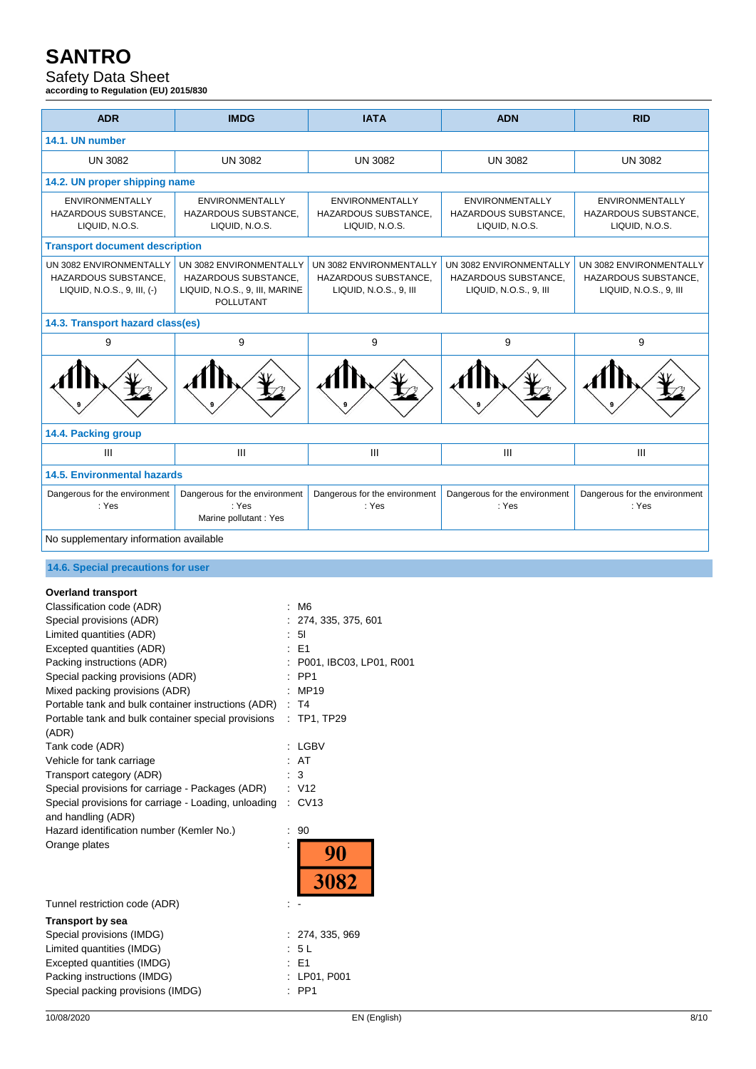| ADR | IMDG | IATA | ADN | RID |
|---|---|---|---|---|
| **14.1. UN number** | | | | |
| UN 3082 | UN 3082 | UN 3082 | UN 3082 | UN 3082 |
| **14.2. UN proper shipping name** | | | | |
| ENVIRONMENTALLY HAZARDOUS SUBSTANCE, LIQUID, N.O.S. | ENVIRONMENTALLY HAZARDOUS SUBSTANCE, LIQUID, N.O.S. | ENVIRONMENTALLY HAZARDOUS SUBSTANCE, LIQUID, N.O.S. | ENVIRONMENTALLY HAZARDOUS SUBSTANCE, LIQUID, N.O.S. | ENVIRONMENTALLY HAZARDOUS SUBSTANCE, LIQUID, N.O.S. |
| **Transport document description** | | | | |
| UN 3082 ENVIRONMENTALLY HAZARDOUS SUBSTANCE, LIQUID, N.O.S., 9, III, (-) | UN 3082 ENVIRONMENTALLY HAZARDOUS SUBSTANCE, LIQUID, N.O.S., 9, III, MARINE POLLUTANT | UN 3082 ENVIRONMENTALLY HAZARDOUS SUBSTANCE, LIQUID, N.O.S., 9, III | UN 3082 ENVIRONMENTALLY HAZARDOUS SUBSTANCE, LIQUID, N.O.S., 9, III | UN 3082 ENVIRONMENTALLY HAZARDOUS SUBSTANCE, LIQUID, N.O.S., 9, III |
| **14.3. Transport hazard class(es)** | | | | |
| 9 | 9 | 9 | 9 | 9 |
| **14.4. Packing group** | | | | |
| III | III | III | III | III |
| **14.5. Environmental hazards** | | | | |
| Dangerous for the environment : Yes | Dangerous for the environment : Yes<br>Marine pollutant : Yes | Dangerous for the environment : Yes | Dangerous for the environment : Yes | Dangerous for the environment : Yes |
| No supplementary information available | | | | |

### 14.6. Special precautions for user

**Overland transport**

Classification code (ADR) : M6
Special provisions (ADR) : 274, 335, 375, 601
Limited quantities (ADR) : 5l
Excepted quantities (ADR) : E1
Packing instructions (ADR) : P001, IBC03, LP01, R001
Special packing provisions (ADR) : PP1
Mixed packing provisions (ADR) : MP19
Portable tank and bulk container instructions (ADR) : T4
Portable tank and bulk container special provisions (ADR) : TP1, TP29
Tank code (ADR) : LGBV
Vehicle for tank carriage : AT
Transport category (ADR) : 3
Special provisions for carriage - Packages (ADR) : V12
Special provisions for carriage - Loading, unloading and handling (ADR) : CV13
Hazard identification number (Kemler No.) : 90
Orange plates :

| 90 |
|---|
| 3082 |

Tunnel restriction code (ADR) : -

**Transport by sea**

Special provisions (IMDG) : 274, 335, 969
Limited quantities (IMDG) : 5 L
Excepted quantities (IMDG) : E1
Packing instructions (IMDG) : LP01, P001
Special packing provisions (IMDG) : PP1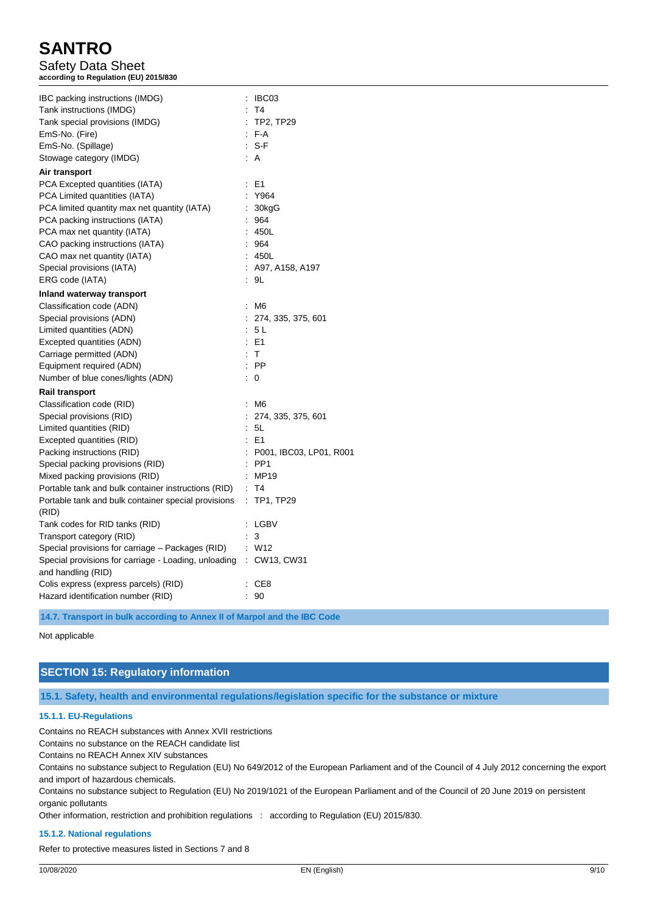IBC packing instructions (IMDG) : IBC03
Tank instructions (IMDG) : T4
Tank special provisions (IMDG) : TP2, TP29
EmS-No. (Fire) : F-A
EmS-No. (Spillage) : S-F
Stowage category (IMDG) : A

**Air transport**

PCA Excepted quantities (IATA) : E1
PCA Limited quantities (IATA) : Y964
PCA limited quantity max net quantity (IATA) : 30kgG
PCA packing instructions (IATA) : 964
PCA max net quantity (IATA) : 450L
CAO packing instructions (IATA) : 964
CAO max net quantity (IATA) : 450L
Special provisions (IATA) : A97, A158, A197
ERG code (IATA) : 9L

**Inland waterway transport**

Classification code (ADN) : M6
Special provisions (ADN) : 274, 335, 375, 601
Limited quantities (ADN) : 5 L
Excepted quantities (ADN) : E1
Carriage permitted (ADN) : T
Equipment required (ADN) : PP
Number of blue cones/lights (ADN) : 0

**Rail transport**

Classification code (RID) : M6
Special provisions (RID) : 274, 335, 375, 601
Limited quantities (RID) : 5L
Excepted quantities (RID) : E1
Packing instructions (RID) : P001, IBC03, LP01, R001
Special packing provisions (RID) : PP1
Mixed packing provisions (RID) : MP19
Portable tank and bulk container instructions (RID) : T4
Portable tank and bulk container special provisions (RID) : TP1, TP29
Tank codes for RID tanks (RID) : LGBV
Transport category (RID) : 3
Special provisions for carriage – Packages (RID) : W12
Special provisions for carriage - Loading, unloading and handling (RID) : CW13, CW31
Colis express (express parcels) (RID) : CE8
Hazard identification number (RID) : 90

### 14.7. Transport in bulk according to Annex II of Marpol and the IBC Code

Not applicable

## SECTION 15: Regulatory information

### 15.1. Safety, health and environmental regulations/legislation specific for the substance or mixture

#### 15.1.1. EU-Regulations

Contains no REACH substances with Annex XVII restrictions
Contains no substance on the REACH candidate list
Contains no REACH Annex XIV substances
Contains no substance subject to Regulation (EU) No 649/2012 of the European Parliament and of the Council of 4 July 2012 concerning the export and import of hazardous chemicals.
Contains no substance subject to Regulation (EU) No 2019/1021 of the European Parliament and of the Council of 20 June 2019 on persistent organic pollutants
Other information, restriction and prohibition regulations : according to Regulation (EU) 2015/830.

#### 15.1.2. National regulations

Refer to protective measures listed in Sections 7 and 8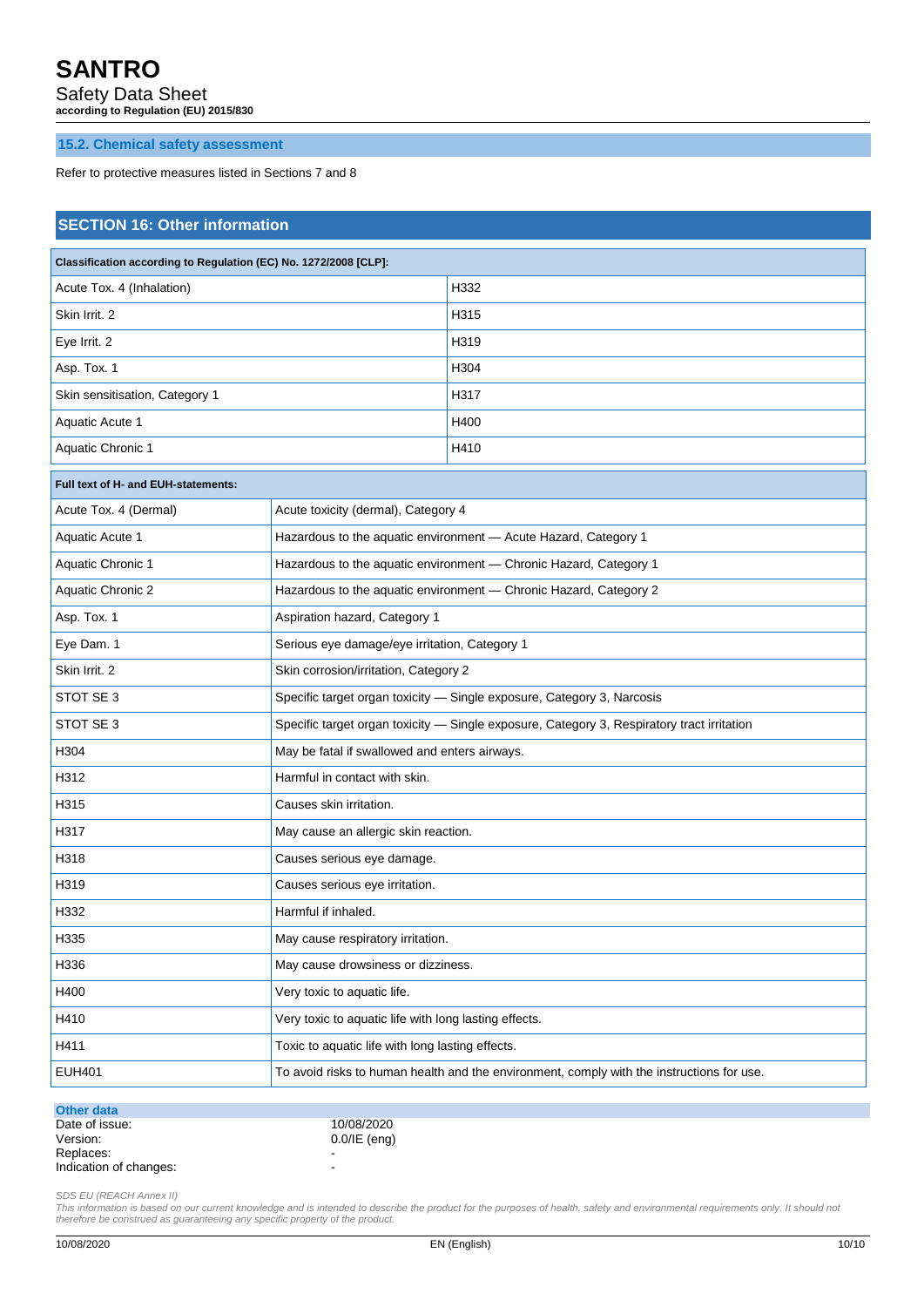### 15.2. Chemical safety assessment

Refer to protective measures listed in Sections 7 and 8

## SECTION 16: Other information

| Classification according to Regulation (EC) No. 1272/2008 [CLP]: | |
|---|---|
| Acute Tox. 4 (Inhalation) | H332 |
| Skin Irrit. 2 | H315 |
| Eye Irrit. 2 | H319 |
| Asp. Tox. 1 | H304 |
| Skin sensitisation, Category 1 | H317 |
| Aquatic Acute 1 | H400 |
| Aquatic Chronic 1 | H410 |

| Full text of H- and EUH-statements: | |
|---|---|
| Acute Tox. 4 (Dermal) | Acute toxicity (dermal), Category 4 |
| Aquatic Acute 1 | Hazardous to the aquatic environment — Acute Hazard, Category 1 |
| Aquatic Chronic 1 | Hazardous to the aquatic environment — Chronic Hazard, Category 1 |
| Aquatic Chronic 2 | Hazardous to the aquatic environment — Chronic Hazard, Category 2 |
| Asp. Tox. 1 | Aspiration hazard, Category 1 |
| Eye Dam. 1 | Serious eye damage/eye irritation, Category 1 |
| Skin Irrit. 2 | Skin corrosion/irritation, Category 2 |
| STOT SE 3 | Specific target organ toxicity — Single exposure, Category 3, Narcosis |
| STOT SE 3 | Specific target organ toxicity — Single exposure, Category 3, Respiratory tract irritation |
| H304 | May be fatal if swallowed and enters airways. |
| H312 | Harmful in contact with skin. |
| H315 | Causes skin irritation. |
| H317 | May cause an allergic skin reaction. |
| H318 | Causes serious eye damage. |
| H319 | Causes serious eye irritation. |
| H332 | Harmful if inhaled. |
| H335 | May cause respiratory irritation. |
| H336 | May cause drowsiness or dizziness. |
| H400 | Very toxic to aquatic life. |
| H410 | Very toxic to aquatic life with long lasting effects. |
| H411 | Toxic to aquatic life with long lasting effects. |
| EUH401 | To avoid risks to human health and the environment, comply with the instructions for use. |

### Other data

| | |
|---|---|
| Date of issue: | 10/08/2020 |
| Version: | 0.0/IE (eng) |
| Replaces: | - |
| Indication of changes: | - |

*SDS EU (REACH Annex II)*

*This information is based on our current knowledge and is intended to describe the product for the purposes of health, safety and environmental requirements only. It should not therefore be construed as guaranteeing any specific property of the product.*